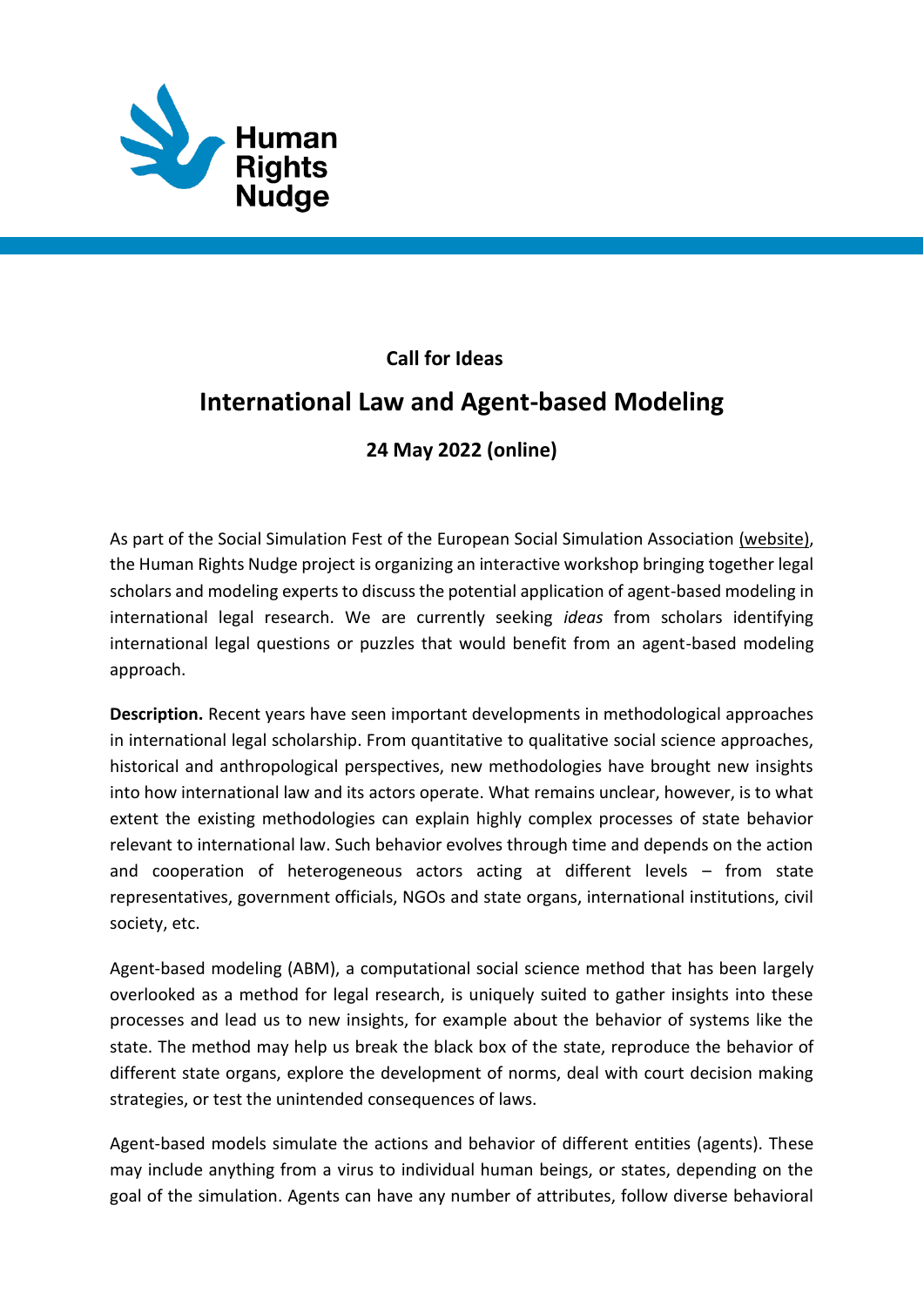Human Rights Nudge

**Call for Ideas**

# International Law and Agent-based Modeling

**24 May 2022 (online)**

As part of the Social Simulation Fest of the European Social Simulation Association (website), the Human Rights Nudge project is organizing an interactive workshop bringing together legal scholars and modeling experts to discuss the potential application of agent-based modeling in international legal research. We are currently seeking *ideas* from scholars identifying international legal questions or puzzles that would benefit from an agent-based modeling approach.

**Description.** Recent years have seen important developments in methodological approaches in international legal scholarship. From quantitative to qualitative social science approaches, historical and anthropological perspectives, new methodologies have brought new insights into how international law and its actors operate. What remains unclear, however, is to what extent the existing methodologies can explain highly complex processes of state behavior relevant to international law. Such behavior evolves through time and depends on the action and cooperation of heterogeneous actors acting at different levels – from state representatives, government officials, NGOs and state organs, international institutions, civil society, etc.

Agent-based modeling (ABM), a computational social science method that has been largely overlooked as a method for legal research, is uniquely suited to gather insights into these processes and lead us to new insights, for example about the behavior of systems like the state. The method may help us break the black box of the state, reproduce the behavior of different state organs, explore the development of norms, deal with court decision making strategies, or test the unintended consequences of laws.

Agent-based models simulate the actions and behavior of different entities (agents). These may include anything from a virus to individual human beings, or states, depending on the goal of the simulation. Agents can have any number of attributes, follow diverse behavioral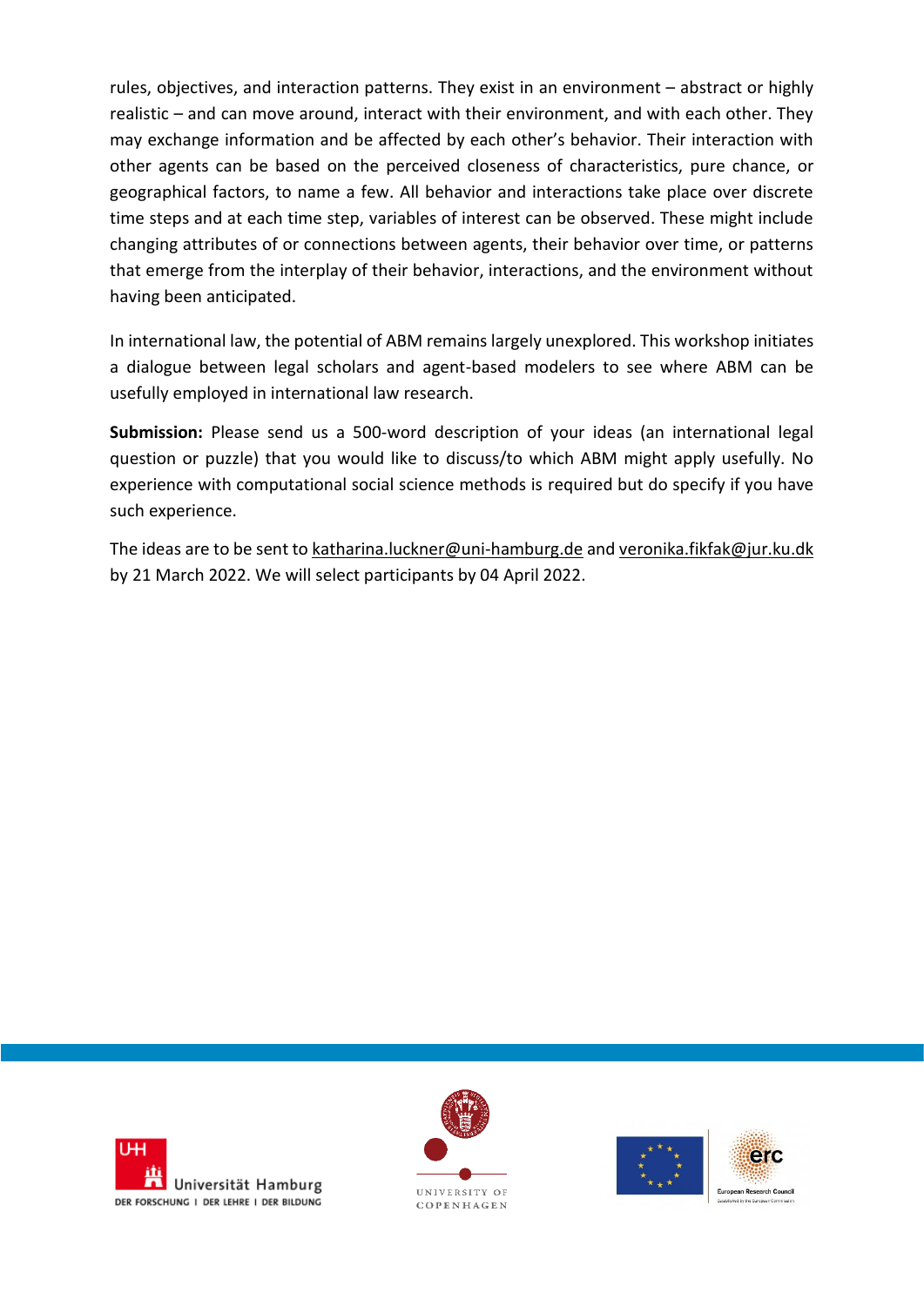rules, objectives, and interaction patterns. They exist in an environment – abstract or highly realistic – and can move around, interact with their environment, and with each other. They may exchange information and be affected by each other's behavior. Their interaction with other agents can be based on the perceived closeness of characteristics, pure chance, or geographical factors, to name a few. All behavior and interactions take place over discrete time steps and at each time step, variables of interest can be observed. These might include changing attributes of or connections between agents, their behavior over time, or patterns that emerge from the interplay of their behavior, interactions, and the environment without having been anticipated.

In international law, the potential of ABM remains largely unexplored. This workshop initiates a dialogue between legal scholars and agent-based modelers to see where ABM can be usefully employed in international law research.

**Submission:** Please send us a 500-word description of your ideas (an international legal question or puzzle) that you would like to discuss/to which ABM might apply usefully. No experience with computational social science methods is required but do specify if you have such experience.

The ideas are to be sent to katharina.luckner@uni-hamburg.de and veronika.fikfak@jur.ku.dk by 21 March 2022. We will select participants by 04 April 2022.

Universität Hamburg
DER FORSCHUNG | DER LEHRE | DER BILDUNG

UNIVERSITY OF COPENHAGEN

erc
European Research Council